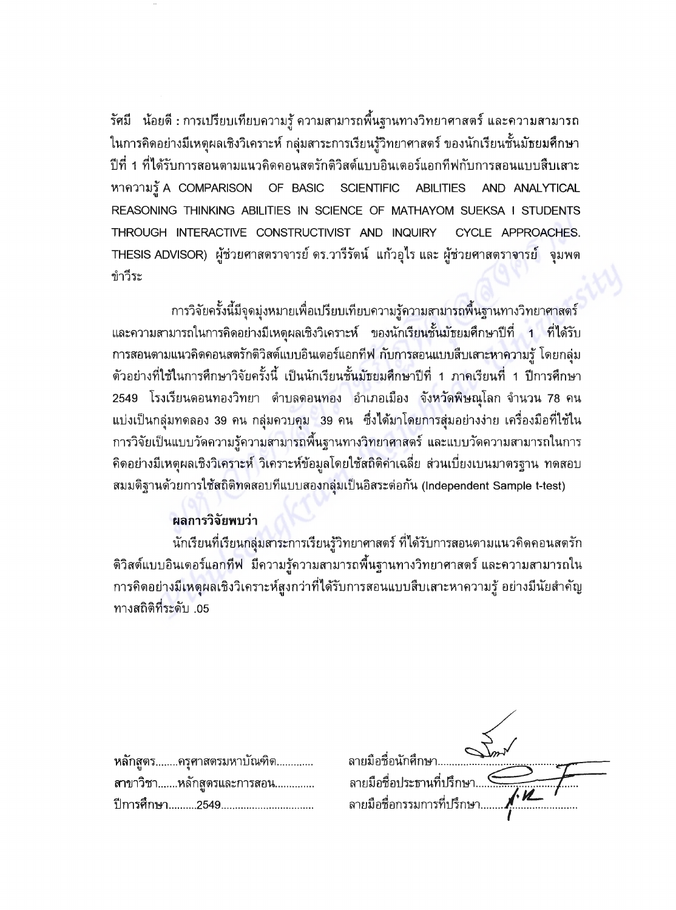รัศมี น้อยดี : การเปรียบเทียบความรู้ ความสามารถพื้นฐานทางวิทยาศาสตร์ และความสามารถในการคิดอย่างมีเหตุผลเชิงวิเคราะห์ กลุ่มสาระการเรียนรู้วิทยาศาสตร์ ของนักเรียนชั้นมัธยมศึกษาปีที่ 1 ที่ได้รับการสอนตามแนวคิดคอนสตรักติวิสต์แบบอินเตอร์แอกทีฟกับการสอนแบบสืบเสาะหาความรู้ A COMPARISON OF BASIC SCIENTIFIC ABILITIES AND ANALYTICAL REASONING THINKING ABILITIES IN SCIENCE OF MATHAYOM SUEKSA I STUDENTS THROUGH INTERACTIVE CONSTRUCTIVIST AND INQUIRY CYCLE APPROACHES. THESIS ADVISOR) ผู้ช่วยศาสตราจารย์ ดร.วารีรัตน์ แก้วอุไร และ ผู้ช่วยศาสตราจารย์ จุมพต ขำวีระ

การวิจัยครั้งนี้มีจุดมุ่งหมายเพื่อเปรียบเทียบความรู้ความสามารถพื้นฐานทางวิทยาศาสตร์ และความสามารถในการคิดอย่างมีเหตุผลเชิงวิเคราะห์ ของนักเรียนชั้นมัธยมศึกษาปีที่ 1 ที่ได้รับการสอนตามแนวคิดคอนสตรักติวิสต์แบบอินเตอร์แอกทีฟ กับการสอนแบบสืบเสาะหาความรู้ โดยกลุ่มตัวอย่างที่ใช้ในการศึกษาวิจัยครั้งนี้ เป็นนักเรียนชั้นมัธยมศึกษาปีที่ 1 ภาคเรียนที่ 1 ปีการศึกษา 2549 โรงเรียนดอนทองวิทยา ตำบลดอนทอง อำเภอเมือง จังหวัดพิษณุโลก จำนวน 78 คน แบ่งเป็นกลุ่มทดลอง 39 คน กลุ่มควบคุม 39 คน ซึ่งได้มาโดยการสุ่มอย่างง่าย เครื่องมือที่ใช้ในการวิจัยเป็นแบบวัดความรู้ความสามารถพื้นฐานทางวิทยาศาสตร์ และแบบวัดความสามารถในการคิดอย่างมีเหตุผลเชิงวิเคราะห์ วิเคราะห์ข้อมูลโดยใช้สถิติค่าเฉลี่ย ส่วนเบี่ยงเบนมาตรฐาน ทดสอบสมมติฐานด้วยการใช้สถิติทดสอบทีแบบสองกลุ่มเป็นอิสระต่อกัน (Independent Sample t-test)

**ผลการวิจัยพบว่า**

นักเรียนที่เรียนกลุ่มสาระการเรียนรู้วิทยาศาสตร์ ที่ได้รับการสอนตามแนวคิดคอนสตรักติวิสต์แบบอินเตอร์แอกทีฟ มีความรู้ความสามารถพื้นฐานทางวิทยาศาสตร์ และความสามารถในการคิดอย่างมีเหตุผลเชิงวิเคราะห์สูงกว่าที่ได้รับการสอนแบบสืบเสาะหาความรู้ อย่างมีนัยสำคัญทางสถิติที่ระดับ .05

**หลักสูตร**........ครุศาสตรมหาบัณฑิต............. ลายมือชื่อนักศึกษา..............................

**สาขาวิชา**.......หลักสูตรและการสอน............. ลายมือชื่อประธานที่ปรึกษา..............................

**ปีการศึกษา**..........2549................................ ลายมือชื่อกรรมการที่ปรึกษา..............................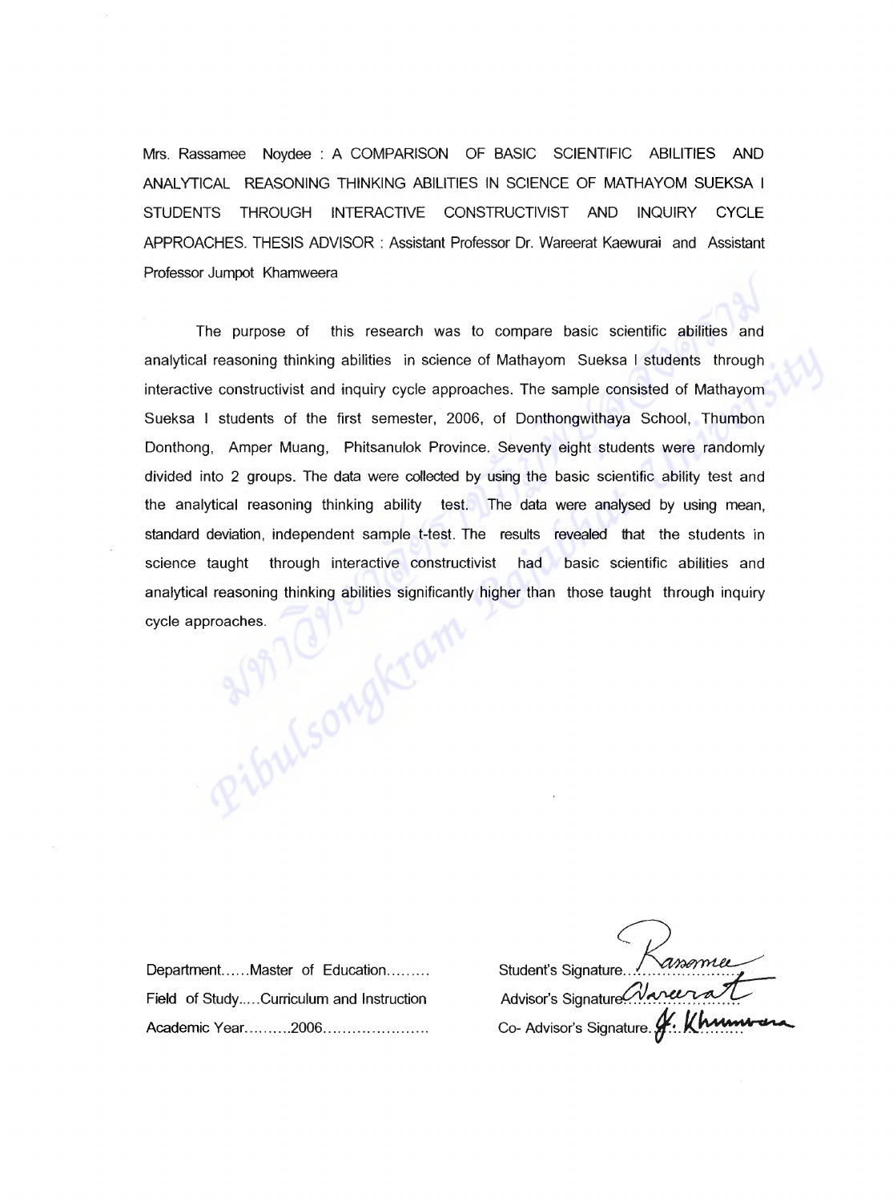Mrs. Rassamee Noydee : A COMPARISON OF BASIC SCIENTIFIC ABILITIES AND ANALYTICAL REASONING THINKING ABILITIES IN SCIENCE OF MATHAYOM SUEKSA I STUDENTS THROUGH INTERACTIVE CONSTRUCTIVIST AND INQUIRY CYCLE APPROACHES. THESIS ADVISOR : Assistant Professor Dr. Wareerat Kaewurai and Assistant Professor Jumpot Khamweera

The purpose of this research was to compare basic scientific abilities and analytical reasoning thinking abilities in science of Mathayom Sueksa I students through interactive constructivist and inquiry cycle approaches. The sample consisted of Mathayom Sueksa I students of the first semester, 2006, of Donthongwithaya School, Thumbon Donthong, Amper Muang, Phitsanulok Province. Seventy eight students were randomly divided into 2 groups. The data were collected by using the basic scientific ability test and the analytical reasoning thinking ability test. The data were analysed by using mean, standard deviation, independent sample t-test. The results revealed that the students in science taught through interactive constructivist had basic scientific abilities and analytical reasoning thinking abilities significantly higher than those taught through inquiry cycle approaches.

Department......Master of Education.........

Field of Study.....Curriculum and Instruction

Academic Year..........2006......................

Student's Signature......Rassamee......

Advisor's Signature......Wareerat......

Co- Advisor's Signature......J. Khumweera......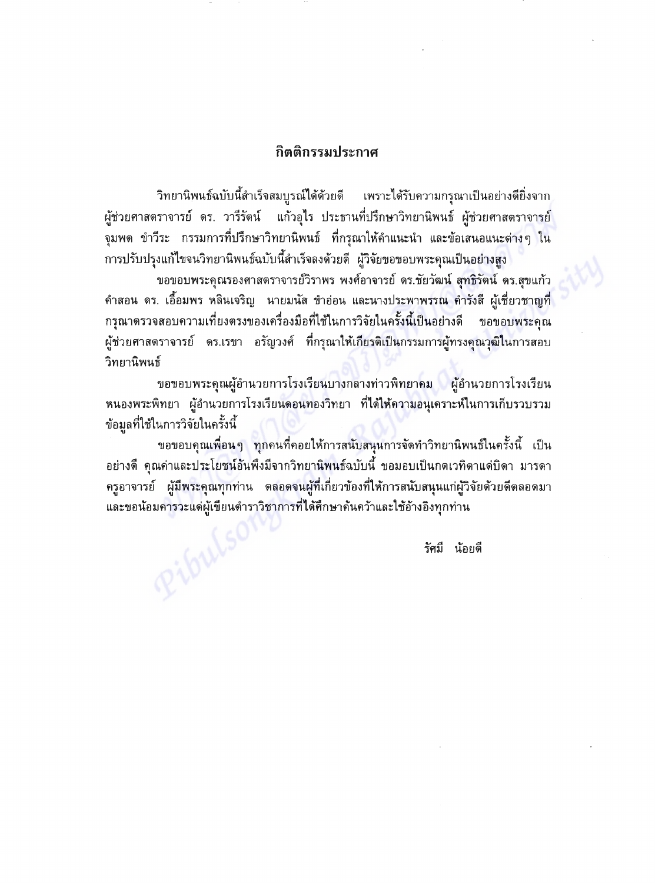# กิตติกรรมประกาศ

วิทยานิพนธ์ฉบับนี้สำเร็จสมบูรณ์ได้ด้วยดี เพราะได้รับความกรุณาเป็นอย่างดียิ่งจาก ผู้ช่วยศาสตราจารย์ ดร. วารีรัตน์ แก้วอุไร ประธานที่ปรึกษาวิทยานิพนธ์ ผู้ช่วยศาสตราจารย์ จุมพต ขำวีระ กรรมการที่ปรึกษาวิทยานิพนธ์ ที่กรุณาให้คำแนะนำ และข้อเสนอแนะต่างๆ ในการปรับปรุงแก้ไขจนวิทยานิพนธ์ฉบับนี้สำเร็จลงด้วยดี ผู้วิจัยขอขอบพระคุณเป็นอย่างสูง

ขอขอบพระคุณรองศาสตราจารย์วิราพร พงศ์อาจารย์ ดร.ชัยวัฒน์ สุทธิรัตน์ ดร.สุขแก้ว คำสอน ดร. เอื้อมพร หลินเจริญ นายมนัส ขำอ่อน และนางประพาพรรณ คำรังสี ผู้เชี่ยวชาญที่กรุณาตรวจสอบความเที่ยงตรงของเครื่องมือที่ใช้ในการวิจัยในครั้งนี้เป็นอย่างดี ขอขอบพระคุณ ผู้ช่วยศาสตราจารย์ ดร.เรขา อรัญวงศ์ ที่กรุณาให้เกียรติเป็นกรรมการผู้ทรงคุณวุฒิในการสอบวิทยานิพนธ์

ขอขอบพระคุณผู้อำนวยการโรงเรียนบางกลางท่าวพิทยาคม ผู้อำนวยการโรงเรียนหนองพระพิทยา ผู้อำนวยการโรงเรียนดอนทองวิทยา ที่ได้ให้ความอนุเคราะห์ในการเก็บรวบรวมข้อมูลที่ใช้ในการวิจัยในครั้งนี้

ขอขอบคุณเพื่อนๆ ทุกคนที่คอยให้การสนับสนุนการจัดทำวิทยานิพนธ์ในครั้งนี้ เป็นอย่างดี คุณค่าและประโยชน์อันพึงมีจากวิทยานิพนธ์ฉบับนี้ ขอมอบเป็นกตเวทิตาแด่บิดา มารดา ครูอาจารย์ ผู้มีพระคุณทุกท่าน ตลอดจนผู้ที่เกี่ยวข้องที่ให้การสนับสนุนแก่ผู้วิจัยด้วยดีตลอดมา และขอน้อมคารวะแด่ผู้เขียนตำราวิชาการที่ได้ศึกษาค้นคว้าและใช้อ้างอิงทุกท่าน

รัศมี น้อยดี